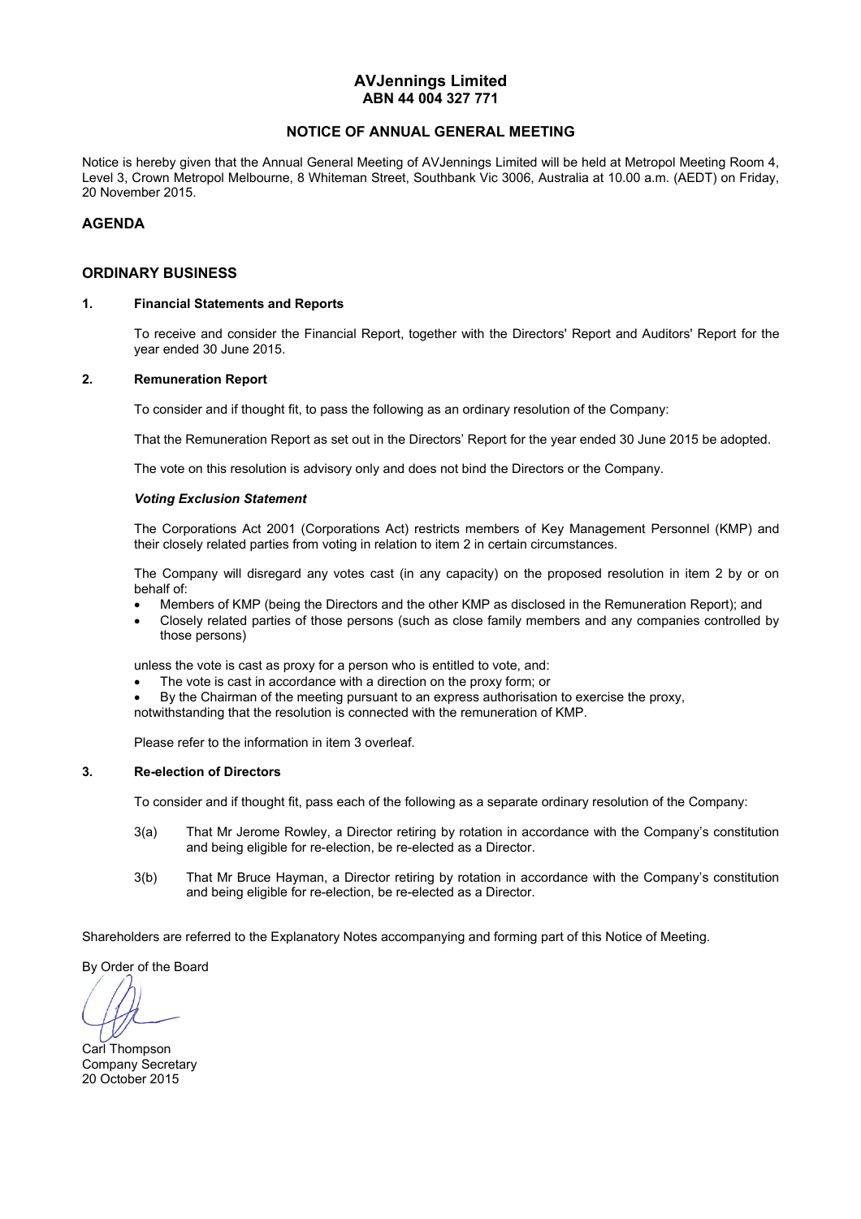# AVJennings Limited
**ABN 44 004 327 771**

## NOTICE OF ANNUAL GENERAL MEETING

Notice is hereby given that the Annual General Meeting of AVJennings Limited will be held at Metropol Meeting Room 4, Level 3, Crown Metropol Melbourne, 8 Whiteman Street, Southbank Vic 3006, Australia at 10.00 a.m. (AEDT) on Friday, 20 November 2015.

## AGENDA

## ORDINARY BUSINESS

### 1. Financial Statements and Reports

To receive and consider the Financial Report, together with the Directors' Report and Auditors' Report for the year ended 30 June 2015.

### 2. Remuneration Report

To consider and if thought fit, to pass the following as an ordinary resolution of the Company:

That the Remuneration Report as set out in the Directors' Report for the year ended 30 June 2015 be adopted.

The vote on this resolution is advisory only and does not bind the Directors or the Company.

***Voting Exclusion Statement***

The Corporations Act 2001 (Corporations Act) restricts members of Key Management Personnel (KMP) and their closely related parties from voting in relation to item 2 in certain circumstances.

The Company will disregard any votes cast (in any capacity) on the proposed resolution in item 2 by or on behalf of:

- Members of KMP (being the Directors and the other KMP as disclosed in the Remuneration Report); and
- Closely related parties of those persons (such as close family members and any companies controlled by those persons)

unless the vote is cast as proxy for a person who is entitled to vote, and:

- The vote is cast in accordance with a direction on the proxy form; or
- By the Chairman of the meeting pursuant to an express authorisation to exercise the proxy,

notwithstanding that the resolution is connected with the remuneration of KMP.

Please refer to the information in item 3 overleaf.

### 3. Re-election of Directors

To consider and if thought fit, pass each of the following as a separate ordinary resolution of the Company:

3(a) That Mr Jerome Rowley, a Director retiring by rotation in accordance with the Company's constitution and being eligible for re-election, be re-elected as a Director.

3(b) That Mr Bruce Hayman, a Director retiring by rotation in accordance with the Company's constitution and being eligible for re-election, be re-elected as a Director.

Shareholders are referred to the Explanatory Notes accompanying and forming part of this Notice of Meeting.

By Order of the Board

Carl Thompson
Company Secretary
20 October 2015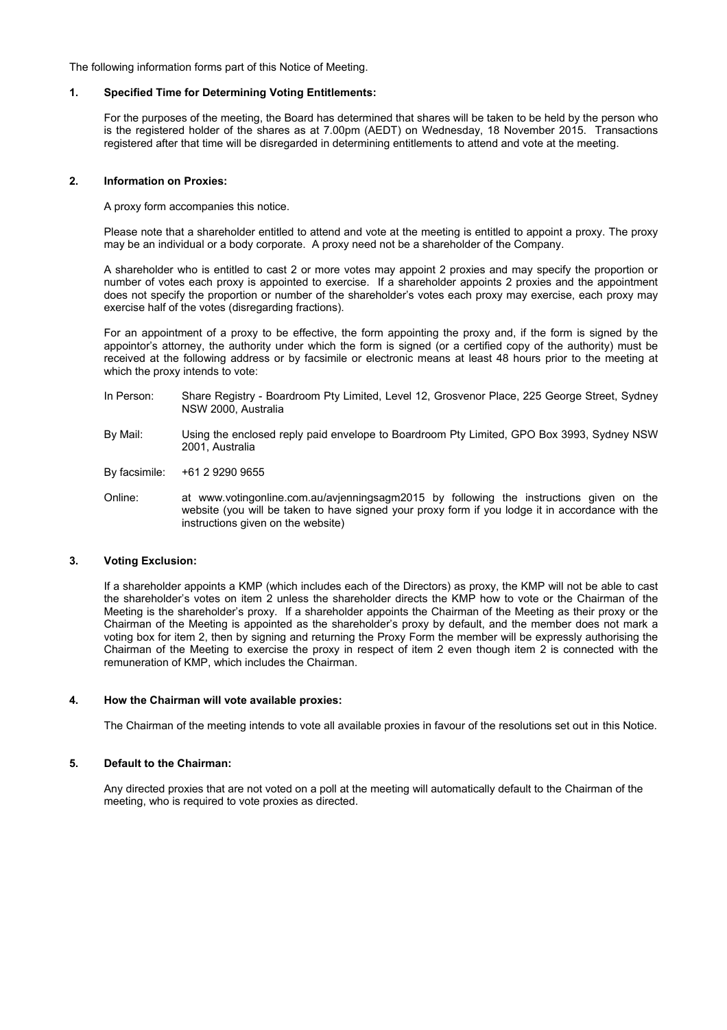The following information forms part of this Notice of Meeting.

### 1. Specified Time for Determining Voting Entitlements:

For the purposes of the meeting, the Board has determined that shares will be taken to be held by the person who is the registered holder of the shares as at 7.00pm (AEDT) on Wednesday, 18 November 2015. Transactions registered after that time will be disregarded in determining entitlements to attend and vote at the meeting.

### 2. Information on Proxies:

A proxy form accompanies this notice.

Please note that a shareholder entitled to attend and vote at the meeting is entitled to appoint a proxy. The proxy may be an individual or a body corporate. A proxy need not be a shareholder of the Company.

A shareholder who is entitled to cast 2 or more votes may appoint 2 proxies and may specify the proportion or number of votes each proxy is appointed to exercise. If a shareholder appoints 2 proxies and the appointment does not specify the proportion or number of the shareholder's votes each proxy may exercise, each proxy may exercise half of the votes (disregarding fractions).

For an appointment of a proxy to be effective, the form appointing the proxy and, if the form is signed by the appointor's attorney, the authority under which the form is signed (or a certified copy of the authority) must be received at the following address or by facsimile or electronic means at least 48 hours prior to the meeting at which the proxy intends to vote:

In Person: Share Registry - Boardroom Pty Limited, Level 12, Grosvenor Place, 225 George Street, Sydney NSW 2000, Australia

By Mail: Using the enclosed reply paid envelope to Boardroom Pty Limited, GPO Box 3993, Sydney NSW 2001, Australia

By facsimile: +61 2 9290 9655

Online: at www.votingonline.com.au/avjenningsagm2015 by following the instructions given on the website (you will be taken to have signed your proxy form if you lodge it in accordance with the instructions given on the website)

### 3. Voting Exclusion:

If a shareholder appoints a KMP (which includes each of the Directors) as proxy, the KMP will not be able to cast the shareholder's votes on item 2 unless the shareholder directs the KMP how to vote or the Chairman of the Meeting is the shareholder's proxy. If a shareholder appoints the Chairman of the Meeting as their proxy or the Chairman of the Meeting is appointed as the shareholder's proxy by default, and the member does not mark a voting box for item 2, then by signing and returning the Proxy Form the member will be expressly authorising the Chairman of the Meeting to exercise the proxy in respect of item 2 even though item 2 is connected with the remuneration of KMP, which includes the Chairman.

### 4. How the Chairman will vote available proxies:

The Chairman of the meeting intends to vote all available proxies in favour of the resolutions set out in this Notice.

### 5. Default to the Chairman:

Any directed proxies that are not voted on a poll at the meeting will automatically default to the Chairman of the meeting, who is required to vote proxies as directed.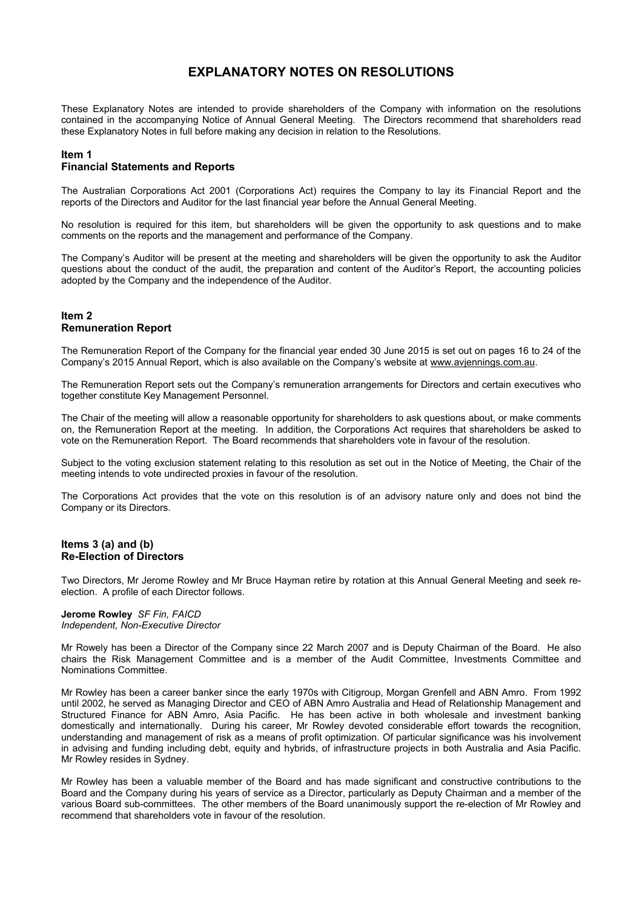# EXPLANATORY NOTES ON RESOLUTIONS

These Explanatory Notes are intended to provide shareholders of the Company with information on the resolutions contained in the accompanying Notice of Annual General Meeting. The Directors recommend that shareholders read these Explanatory Notes in full before making any decision in relation to the Resolutions.

## Item 1
## Financial Statements and Reports

The Australian Corporations Act 2001 (Corporations Act) requires the Company to lay its Financial Report and the reports of the Directors and Auditor for the last financial year before the Annual General Meeting.

No resolution is required for this item, but shareholders will be given the opportunity to ask questions and to make comments on the reports and the management and performance of the Company.

The Company's Auditor will be present at the meeting and shareholders will be given the opportunity to ask the Auditor questions about the conduct of the audit, the preparation and content of the Auditor's Report, the accounting policies adopted by the Company and the independence of the Auditor.

## Item 2
## Remuneration Report

The Remuneration Report of the Company for the financial year ended 30 June 2015 is set out on pages 16 to 24 of the Company's 2015 Annual Report, which is also available on the Company's website at www.avjennings.com.au.

The Remuneration Report sets out the Company's remuneration arrangements for Directors and certain executives who together constitute Key Management Personnel.

The Chair of the meeting will allow a reasonable opportunity for shareholders to ask questions about, or make comments on, the Remuneration Report at the meeting. In addition, the Corporations Act requires that shareholders be asked to vote on the Remuneration Report. The Board recommends that shareholders vote in favour of the resolution.

Subject to the voting exclusion statement relating to this resolution as set out in the Notice of Meeting, the Chair of the meeting intends to vote undirected proxies in favour of the resolution.

The Corporations Act provides that the vote on this resolution is of an advisory nature only and does not bind the Company or its Directors.

## Items 3 (a) and (b)
## Re-Election of Directors

Two Directors, Mr Jerome Rowley and Mr Bruce Hayman retire by rotation at this Annual General Meeting and seek re-election. A profile of each Director follows.

**Jerome Rowley** *SF Fin, FAICD*
*Independent, Non-Executive Director*

Mr Rowely has been a Director of the Company since 22 March 2007 and is Deputy Chairman of the Board. He also chairs the Risk Management Committee and is a member of the Audit Committee, Investments Committee and Nominations Committee.

Mr Rowley has been a career banker since the early 1970s with Citigroup, Morgan Grenfell and ABN Amro. From 1992 until 2002, he served as Managing Director and CEO of ABN Amro Australia and Head of Relationship Management and Structured Finance for ABN Amro, Asia Pacific. He has been active in both wholesale and investment banking domestically and internationally. During his career, Mr Rowley devoted considerable effort towards the recognition, understanding and management of risk as a means of profit optimization. Of particular significance was his involvement in advising and funding including debt, equity and hybrids, of infrastructure projects in both Australia and Asia Pacific. Mr Rowley resides in Sydney.

Mr Rowley has been a valuable member of the Board and has made significant and constructive contributions to the Board and the Company during his years of service as a Director, particularly as Deputy Chairman and a member of the various Board sub-committees. The other members of the Board unanimously support the re-election of Mr Rowley and recommend that shareholders vote in favour of the resolution.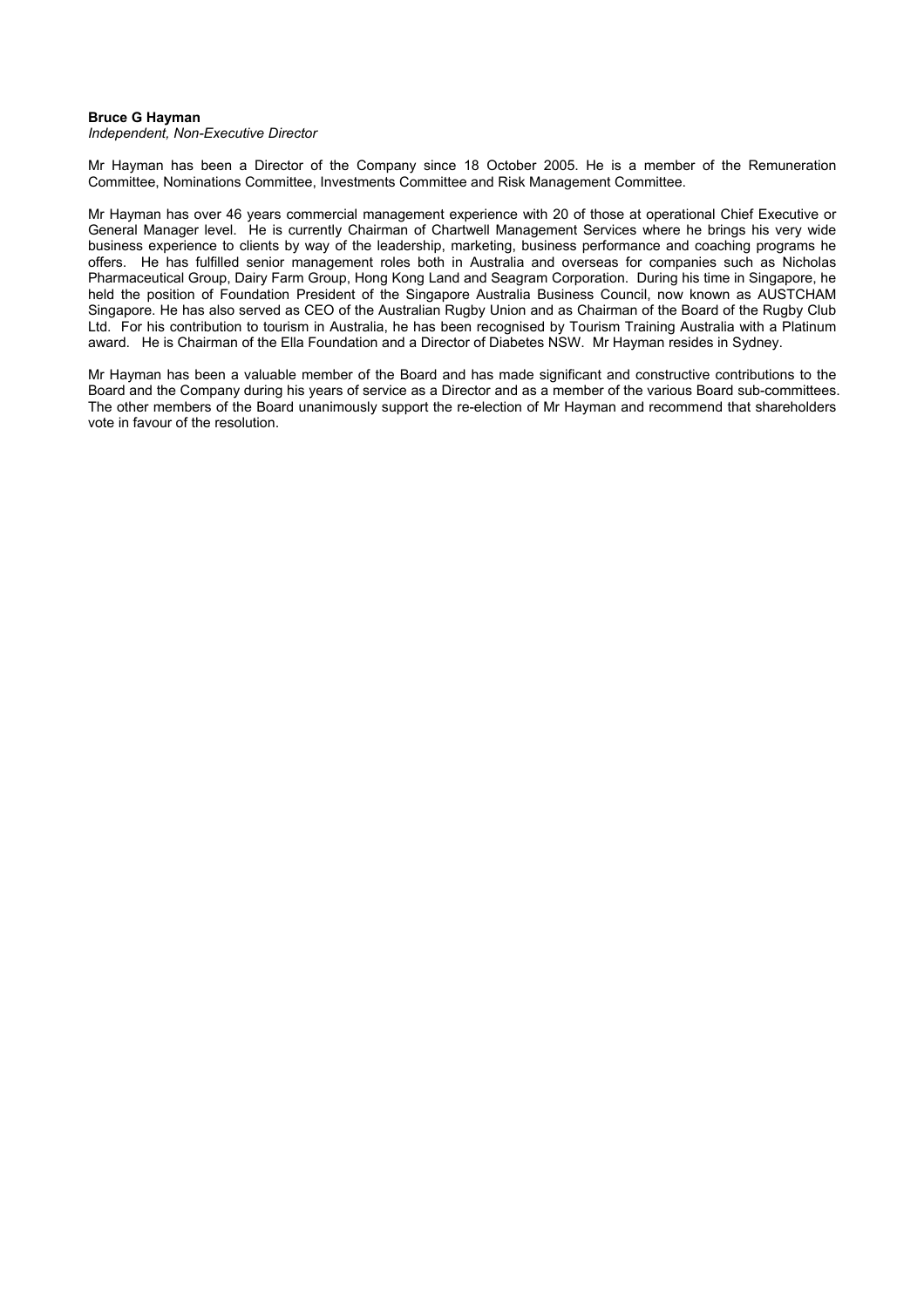**Bruce G Hayman**

*Independent, Non-Executive Director*

Mr Hayman has been a Director of the Company since 18 October 2005. He is a member of the Remuneration Committee, Nominations Committee, Investments Committee and Risk Management Committee.

Mr Hayman has over 46 years commercial management experience with 20 of those at operational Chief Executive or General Manager level. He is currently Chairman of Chartwell Management Services where he brings his very wide business experience to clients by way of the leadership, marketing, business performance and coaching programs he offers. He has fulfilled senior management roles both in Australia and overseas for companies such as Nicholas Pharmaceutical Group, Dairy Farm Group, Hong Kong Land and Seagram Corporation. During his time in Singapore, he held the position of Foundation President of the Singapore Australia Business Council, now known as AUSTCHAM Singapore. He has also served as CEO of the Australian Rugby Union and as Chairman of the Board of the Rugby Club Ltd. For his contribution to tourism in Australia, he has been recognised by Tourism Training Australia with a Platinum award. He is Chairman of the Ella Foundation and a Director of Diabetes NSW. Mr Hayman resides in Sydney.

Mr Hayman has been a valuable member of the Board and has made significant and constructive contributions to the Board and the Company during his years of service as a Director and as a member of the various Board sub-committees. The other members of the Board unanimously support the re-election of Mr Hayman and recommend that shareholders vote in favour of the resolution.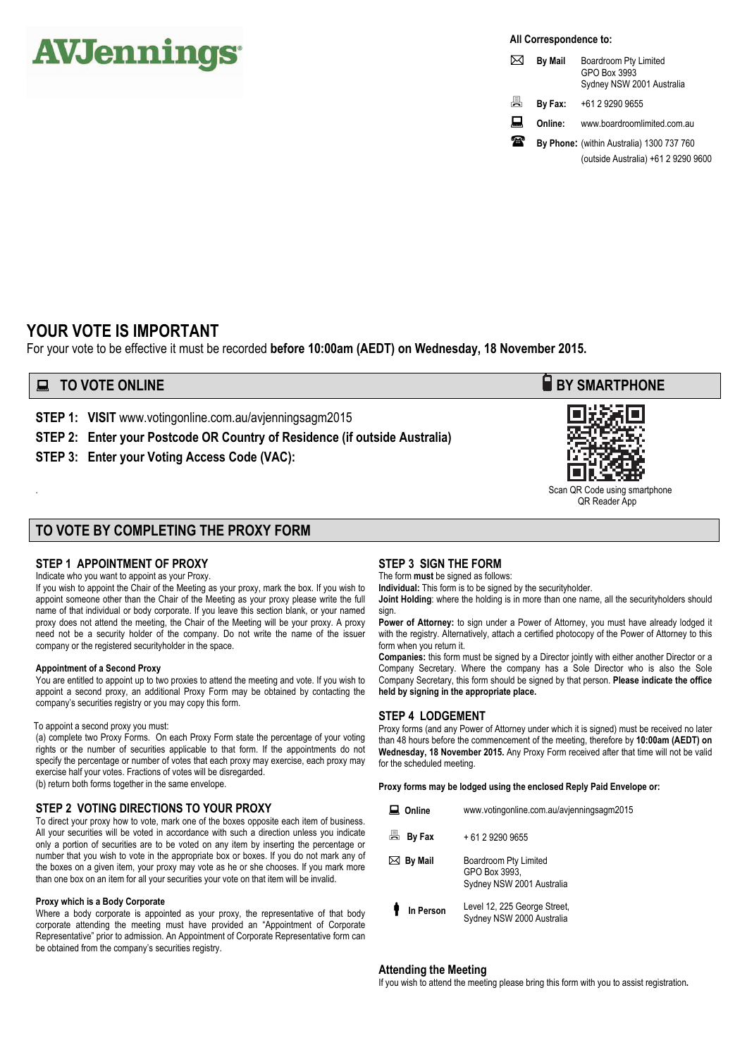AVJennings

**All Correspondence to:**

| | |
|---|---|
| **By Mail** | Boardroom Pty Limited<br>GPO Box 3993<br>Sydney NSW 2001 Australia |
| **By Fax:** | +61 2 9290 9655 |
| **Online:** | www.boardroomlimited.com.au |
| **By Phone:** | (within Australia) 1300 737 760<br>(outside Australia) +61 2 9290 9600 |

# YOUR VOTE IS IMPORTANT

For your vote to be effective it must be recorded **before 10:00am (AEDT) on Wednesday, 18 November 2015.**

## TO VOTE ONLINE

**STEP 1: VISIT** www.votingonline.com.au/avjenningsagm2015

**STEP 2: Enter your Postcode OR Country of Residence (if outside Australia)**

**STEP 3: Enter your Voting Access Code (VAC):**

## BY SMARTPHONE

Scan QR Code using smartphone QR Reader App

## TO VOTE BY COMPLETING THE PROXY FORM

### STEP 1 APPOINTMENT OF PROXY

Indicate who you want to appoint as your Proxy.

If you wish to appoint the Chair of the Meeting as your proxy, mark the box. If you wish to appoint someone other than the Chair of the Meeting as your proxy please write the full name of that individual or body corporate. If you leave this section blank, or your named proxy does not attend the meeting, the Chair of the Meeting will be your proxy. A proxy need not be a security holder of the company. Do not write the name of the issuer company or the registered securityholder in the space.

#### Appointment of a Second Proxy

You are entitled to appoint up to two proxies to attend the meeting and vote. If you wish to appoint a second proxy, an additional Proxy Form may be obtained by contacting the company's securities registry or you may copy this form.

To appoint a second proxy you must:

(a) complete two Proxy Forms. On each Proxy Form state the percentage of your voting rights or the number of securities applicable to that form. If the appointments do not specify the percentage or number of votes that each proxy may exercise, each proxy may exercise half your votes. Fractions of votes will be disregarded.

(b) return both forms together in the same envelope.

### STEP 2 VOTING DIRECTIONS TO YOUR PROXY

To direct your proxy how to vote, mark one of the boxes opposite each item of business. All your securities will be voted in accordance with such a direction unless you indicate only a portion of securities are to be voted on any item by inserting the percentage or number that you wish to vote in the appropriate box or boxes. If you do not mark any of the boxes on a given item, your proxy may vote as he or she chooses. If you mark more than one box on an item for all your securities your vote on that item will be invalid.

#### Proxy which is a Body Corporate

Where a body corporate is appointed as your proxy, the representative of that body corporate attending the meeting must have provided an "Appointment of Corporate Representative" prior to admission. An Appointment of Corporate Representative form can be obtained from the company's securities registry.

### STEP 3 SIGN THE FORM

The form **must** be signed as follows:

**Individual:** This form is to be signed by the securityholder.

**Joint Holding**: where the holding is in more than one name, all the securityholders should sign.

**Power of Attorney:** to sign under a Power of Attorney, you must have already lodged it with the registry. Alternatively, attach a certified photocopy of the Power of Attorney to this form when you return it.

**Companies:** this form must be signed by a Director jointly with either another Director or a Company Secretary. Where the company has a Sole Director who is also the Sole Company Secretary, this form should be signed by that person. **Please indicate the office held by signing in the appropriate place.**

### STEP 4 LODGEMENT

Proxy forms (and any Power of Attorney under which it is signed) must be received no later than 48 hours before the commencement of the meeting, therefore by **10:00am (AEDT) on Wednesday, 18 November 2015.** Any Proxy Form received after that time will not be valid for the scheduled meeting.

**Proxy forms may be lodged using the enclosed Reply Paid Envelope or:**

| | |
|---|---|
| **Online** | www.votingonline.com.au/avjenningsagm2015 |
| **By Fax** | + 61 2 9290 9655 |
| **By Mail** | Boardroom Pty Limited<br>GPO Box 3993,<br>Sydney NSW 2001 Australia |
| **In Person** | Level 12, 225 George Street,<br>Sydney NSW 2000 Australia |

### Attending the Meeting

If you wish to attend the meeting please bring this form with you to assist registration.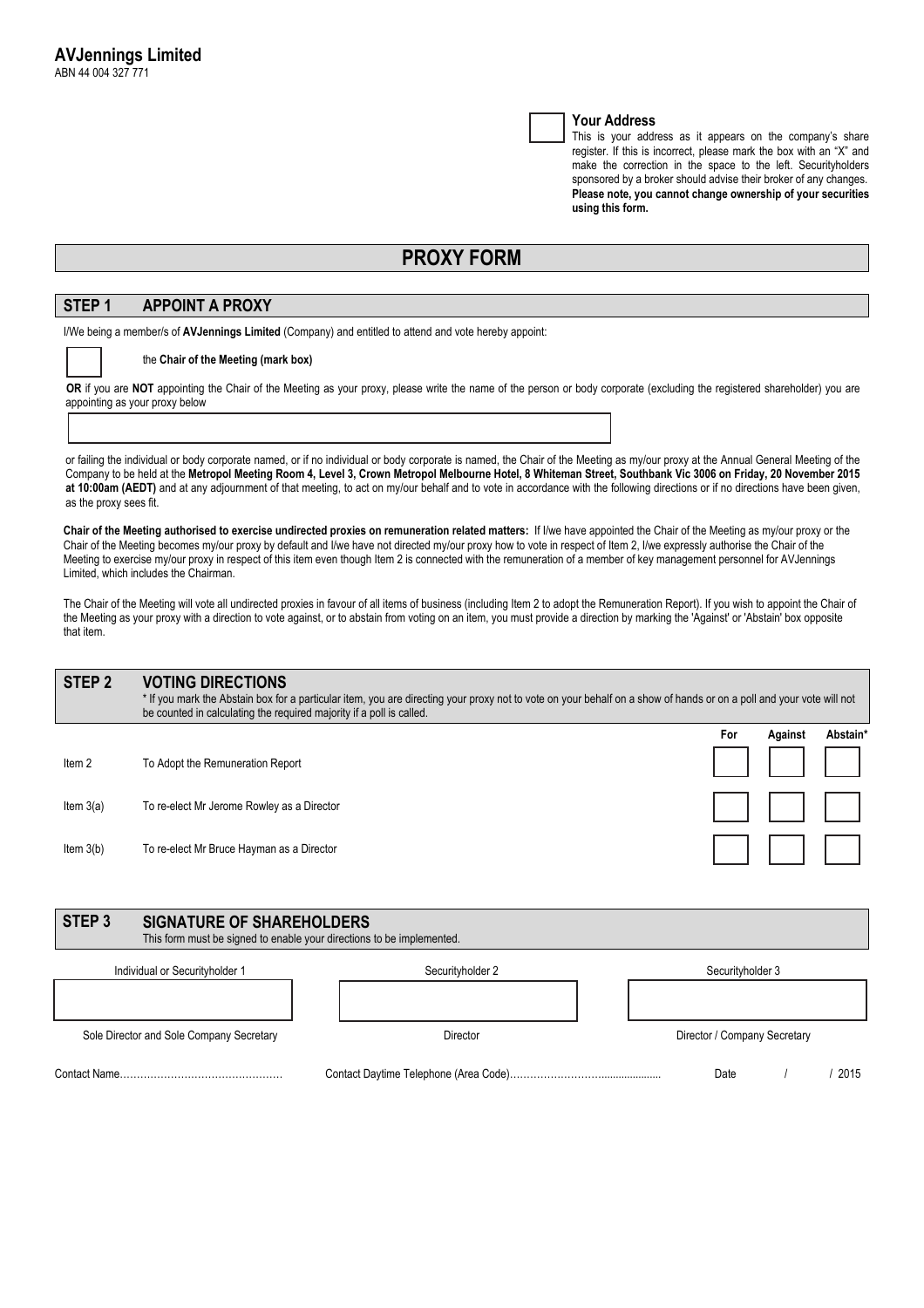# AVJennings Limited

ABN 44 004 327 771

☐ **Your Address**

This is your address as it appears on the company's share register. If this is incorrect, please mark the box with an "X" and make the correction in the space to the left. Securityholders sponsored by a broker should advise their broker of any changes. **Please note, you cannot change ownership of your securities using this form.**

## PROXY FORM

### STEP 1 APPOINT A PROXY

I/We being a member/s of **AVJennings Limited** (Company) and entitled to attend and vote hereby appoint:

☐ the **Chair of the Meeting (mark box)**

**OR** if you are **NOT** appointing the Chair of the Meeting as your proxy, please write the name of the person or body corporate (excluding the registered shareholder) you are appointing as your proxy below

or failing the individual or body corporate named, or if no individual or body corporate is named, the Chair of the Meeting as my/our proxy at the Annual General Meeting of the Company to be held at the **Metropol Meeting Room 4, Level 3, Crown Metropol Melbourne Hotel, 8 Whiteman Street, Southbank Vic 3006 on Friday, 20 November 2015 at 10:00am (AEDT)** and at any adjournment of that meeting, to act on my/our behalf and to vote in accordance with the following directions or if no directions have been given, as the proxy sees fit.

**Chair of the Meeting authorised to exercise undirected proxies on remuneration related matters:** If I/we have appointed the Chair of the Meeting as my/our proxy or the Chair of the Meeting becomes my/our proxy by default and I/we have not directed my/our proxy how to vote in respect of Item 2, I/we expressly authorise the Chair of the Meeting to exercise my/our proxy in respect of this item even though Item 2 is connected with the remuneration of a member of key management personnel for AVJennings Limited, which includes the Chairman.

The Chair of the Meeting will vote all undirected proxies in favour of all items of business (including Item 2 to adopt the Remuneration Report). If you wish to appoint the Chair of the Meeting as your proxy with a direction to vote against, or to abstain from voting on an item, you must provide a direction by marking the 'Against' or 'Abstain' box opposite that item.

### STEP 2 VOTING DIRECTIONS

\* If you mark the Abstain box for a particular item, you are directing your proxy not to vote on your behalf on a show of hands or on a poll and your vote will not be counted in calculating the required majority if a poll is called.

| | | For | Against | Abstain* |
|---|---|---|---|---|
| Item 2 | To Adopt the Remuneration Report | ☐ | ☐ | ☐ |
| Item 3(a) | To re-elect Mr Jerome Rowley as a Director | ☐ | ☐ | ☐ |
| Item 3(b) | To re-elect Mr Bruce Hayman as a Director | ☐ | ☐ | ☐ |

### STEP 3 SIGNATURE OF SHAREHOLDERS

This form must be signed to enable your directions to be implemented.

| Individual or Securityholder 1 | Securityholder 2 | Securityholder 3 |
|---|---|---|
| | | |
| Sole Director and Sole Company Secretary | Director | Director / Company Secretary |

Contact Name………………………………………… Contact Daytime Telephone (Area Code)……………………….................... Date / / 2015